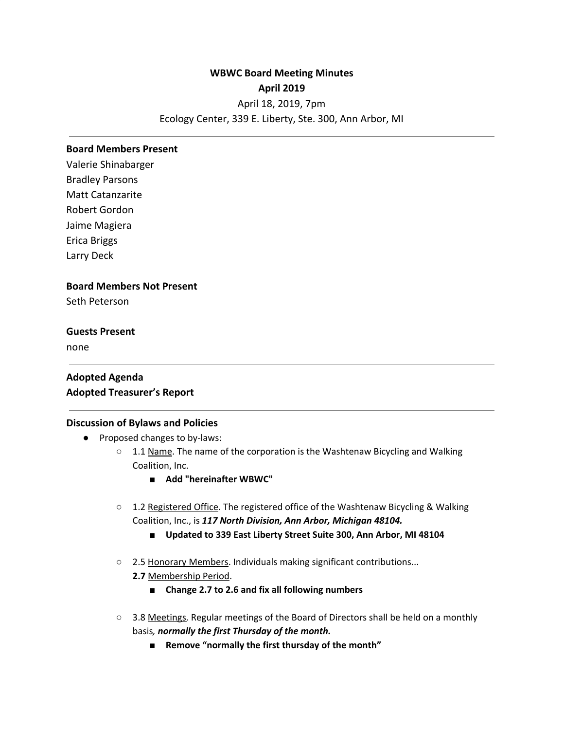**WBWC Board Meeting Minutes**
**April 2019**

April 18, 2019, 7pm
Ecology Center, 339 E. Liberty, Ste. 300, Ann Arbor, MI

---

**Board Members Present**

Valerie Shinabarger
Bradley Parsons
Matt Catanzarite
Robert Gordon
Jaime Magiera
Erica Briggs
Larry Deck

**Board Members Not Present**

Seth Peterson

**Guests Present**

none

---

**Adopted Agenda**
**Adopted Treasurer's Report**

---

**Discussion of Bylaws and Policies**

- Proposed changes to by-laws:
  - 1.1 Name. The name of the corporation is the Washtenaw Bicycling and Walking Coalition, Inc.
    - **Add "hereinafter WBWC"**
  - 1.2 Registered Office. The registered office of the Washtenaw Bicycling & Walking Coalition, Inc., is ***117 North Division, Ann Arbor, Michigan 48104.***
    - **Updated to 339 East Liberty Street Suite 300, Ann Arbor, MI 48104**
  - 2.5 Honorary Members. Individuals making significant contributions...
    **2.7** Membership Period.
    - **Change 2.7 to 2.6 and fix all following numbers**
  - 3.8 Meetings. Regular meetings of the Board of Directors shall be held on a monthly basis*, **normally the first Thursday of the month.***
    - **Remove "normally the first thursday of the month"**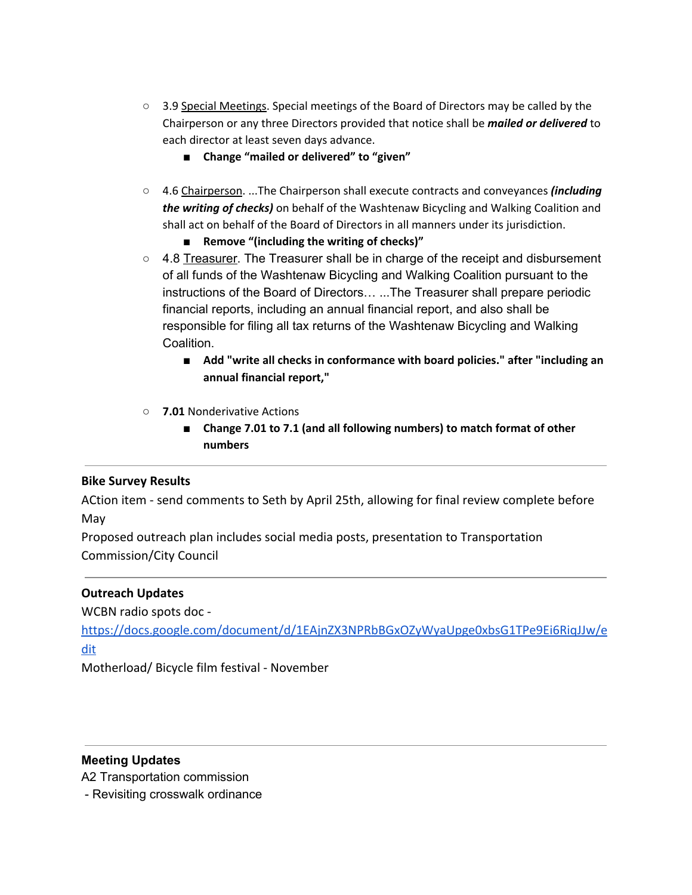- 3.9 Special Meetings. Special meetings of the Board of Directors may be called by the Chairperson or any three Directors provided that notice shall be ***mailed or delivered*** to each director at least seven days advance.
  - **Change "mailed or delivered" to "given"**

- 4.6 Chairperson. ...The Chairperson shall execute contracts and conveyances ***(including the writing of checks)*** on behalf of the Washtenaw Bicycling and Walking Coalition and shall act on behalf of the Board of Directors in all manners under its jurisdiction.
  - **Remove "(including the writing of checks)"**
- 4.8 Treasurer. The Treasurer shall be in charge of the receipt and disbursement of all funds of the Washtenaw Bicycling and Walking Coalition pursuant to the instructions of the Board of Directors… ...The Treasurer shall prepare periodic financial reports, including an annual financial report, and also shall be responsible for filing all tax returns of the Washtenaw Bicycling and Walking Coalition.
  - **Add "write all checks in conformance with board policies." after "including an annual financial report,"**

- **7.01** Nonderivative Actions
  - **Change 7.01 to 7.1 (and all following numbers) to match format of other numbers**

---

**Bike Survey Results**

ACtion item - send comments to Seth by April 25th, allowing for final review complete before May

Proposed outreach plan includes social media posts, presentation to Transportation Commission/City Council

---

**Outreach Updates**

WCBN radio spots doc - https://docs.google.com/document/d/1EAjnZX3NPRbBGxOZyWyaUpge0xbsG1TPe9Ei6RigJJw/edit

Motherload/ Bicycle film festival - November

---

**Meeting Updates**

A2 Transportation commission

- Revisiting crosswalk ordinance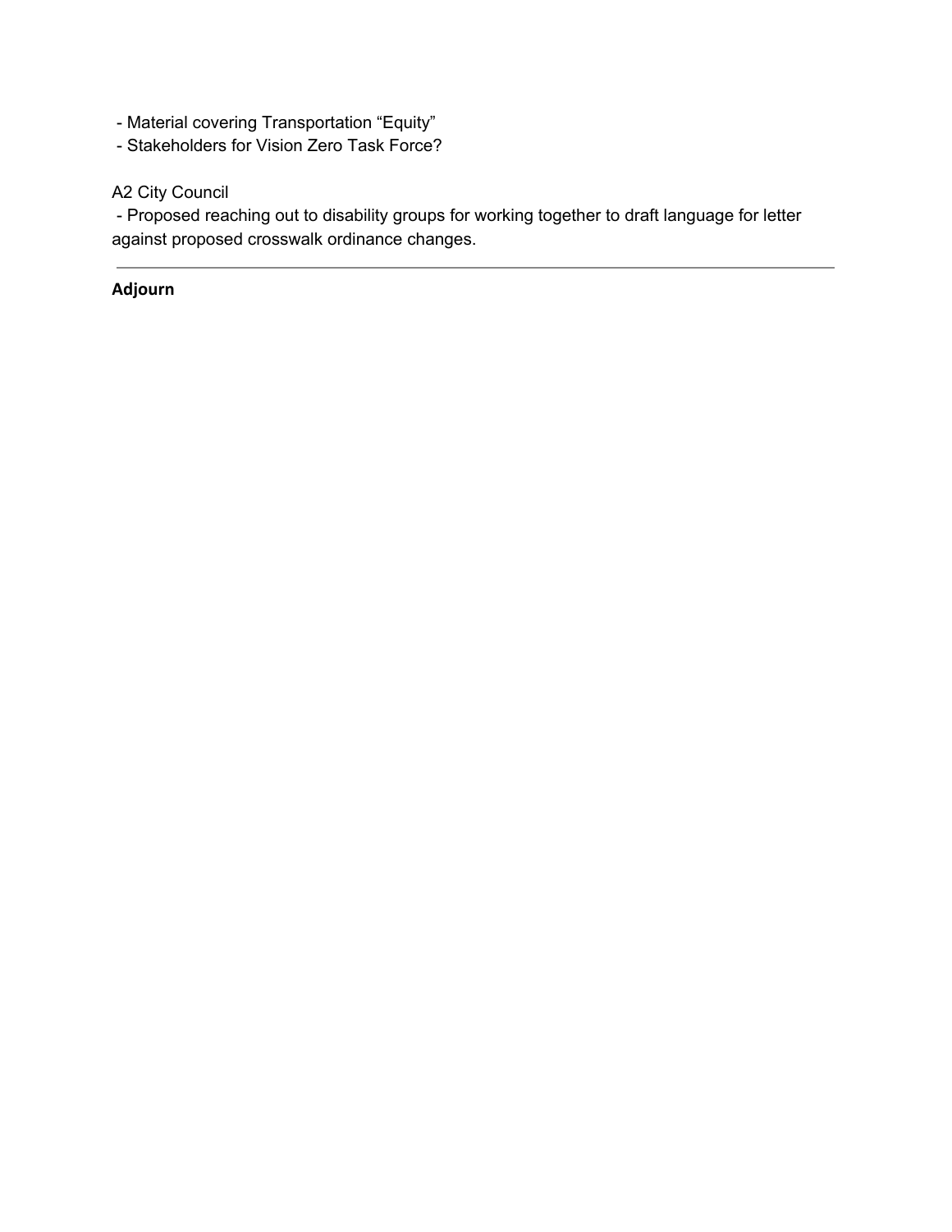- Material covering Transportation “Equity”
- Stakeholders for Vision Zero Task Force?

A2 City Council

- Proposed reaching out to disability groups for working together to draft language for letter against proposed crosswalk ordinance changes.

---

**Adjourn**